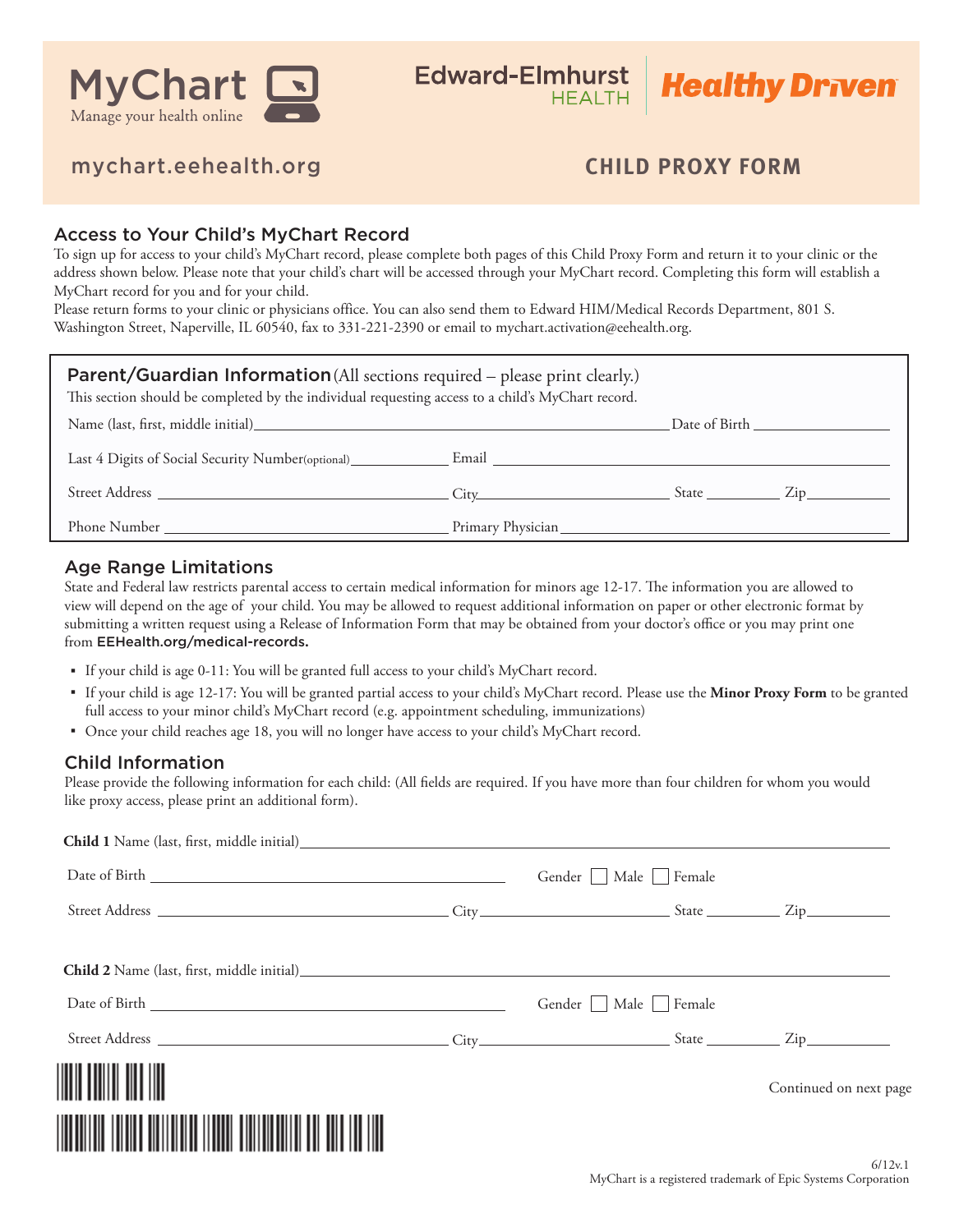MyChart
Manage your health online

Edward-Elmhurst HEALTH | Healthy Driven

mychart.eehealth.org

# CHILD PROXY FORM

## Access to Your Child's MyChart Record

To sign up for access to your child's MyChart record, please complete both pages of this Child Proxy Form and return it to your clinic or the address shown below. Please note that your child's chart will be accessed through your MyChart record. Completing this form will establish a MyChart record for you and for your child.

Please return forms to your clinic or physicians office. You can also send them to Edward HIM/Medical Records Department, 801 S. Washington Street, Naperville, IL 60540, fax to 331-221-2390 or email to mychart.activation@eehealth.org.

## Parent/Guardian Information (All sections required – please print clearly.)

This section should be completed by the individual requesting access to a child's MyChart record.

Name (last, first, middle initial) ______________________ Date of Birth ______________

Last 4 Digits of Social Security Number(optional) ______________ Email ______________________

Street Address ______________________ City ______________ State ________ Zip ________

Phone Number ______________________ Primary Physician ______________________

## Age Range Limitations

State and Federal law restricts parental access to certain medical information for minors age 12-17. The information you are allowed to view will depend on the age of your child. You may be allowed to request additional information on paper or other electronic format by submitting a written request using a Release of Information Form that may be obtained from your doctor's office or you may print one from EEHealth.org/medical-records.

- If your child is age 0-11: You will be granted full access to your child's MyChart record.
- If your child is age 12-17: You will be granted partial access to your child's MyChart record. Please use the **Minor Proxy Form** to be granted full access to your minor child's MyChart record (e.g. appointment scheduling, immunizations)
- Once your child reaches age 18, you will no longer have access to your child's MyChart record.

## Child Information

Please provide the following information for each child: (All fields are required. If you have more than four children for whom you would like proxy access, please print an additional form).

**Child 1** Name (last, first, middle initial) ______________________

Date of Birth ______________________ Gender ☐ Male ☐ Female

Street Address ______________________ City ______________ State ________ Zip ________

**Child 2** Name (last, first, middle initial) ______________________

Date of Birth ______________________ Gender ☐ Male ☐ Female

Street Address ______________________ City ______________ State ________ Zip ________

Continued on next page

6/12v.1

MyChart is a registered trademark of Epic Systems Corporation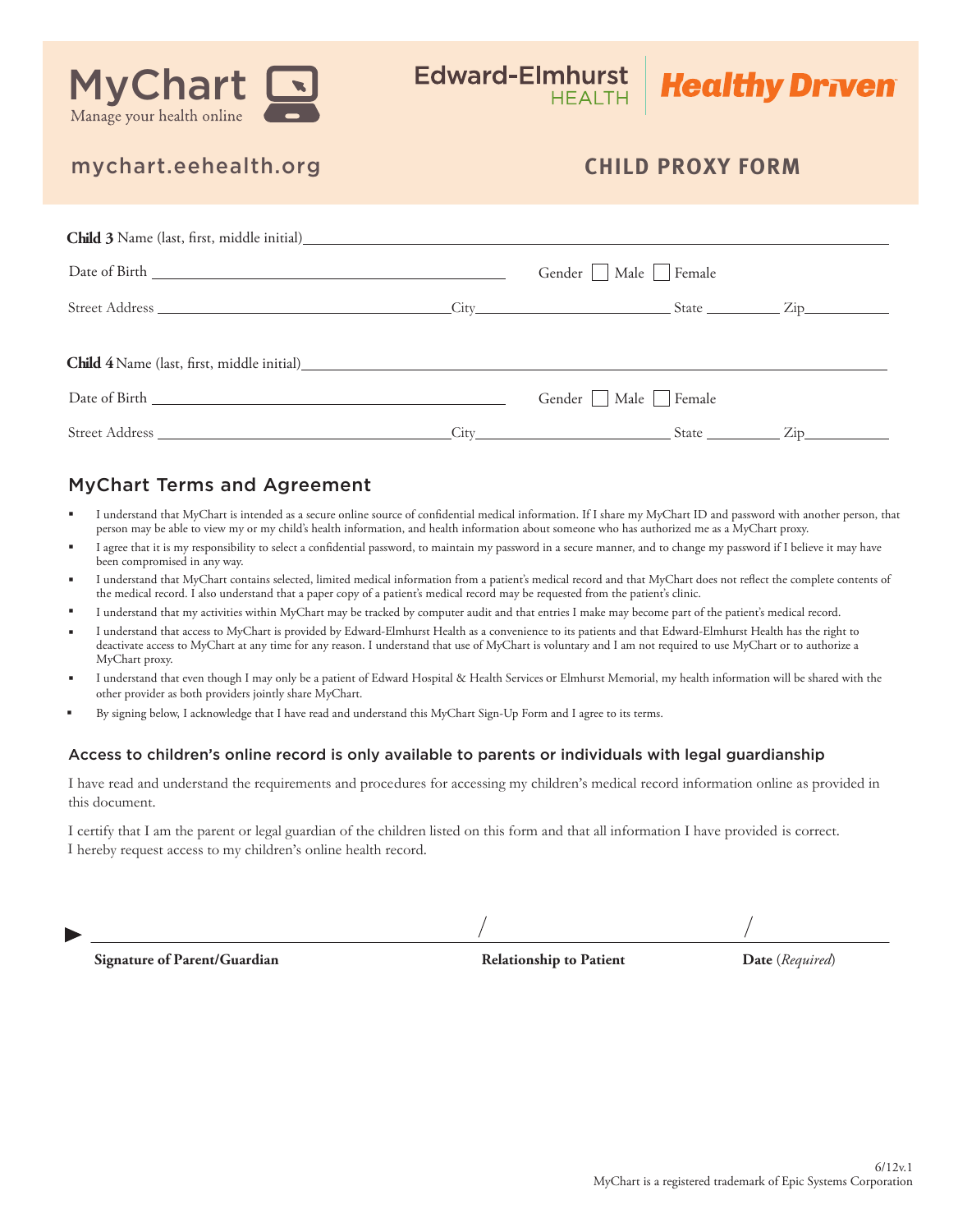MyChart
Manage your health online

Edward-Elmhurst HEALTH | Healthy Driven

mychart.eehealth.org

**CHILD PROXY FORM**

**Child 3** Name (last, first, middle initial) ______________________________

Date of Birth ______________________ Gender ☐ Male ☐ Female

Street Address ______________________ City ______________________ State ________ Zip ________

**Child 4** Name (last, first, middle initial) ______________________________

Date of Birth ______________________ Gender ☐ Male ☐ Female

Street Address ______________________ City ______________________ State ________ Zip ________

## MyChart Terms and Agreement

- I understand that MyChart is intended as a secure online source of confidential medical information. If I share my MyChart ID and password with another person, that person may be able to view my or my child's health information, and health information about someone who has authorized me as a MyChart proxy.
- I agree that it is my responsibility to select a confidential password, to maintain my password in a secure manner, and to change my password if I believe it may have been compromised in any way.
- I understand that MyChart contains selected, limited medical information from a patient's medical record and that MyChart does not reflect the complete contents of the medical record. I also understand that a paper copy of a patient's medical record may be requested from the patient's clinic.
- I understand that my activities within MyChart may be tracked by computer audit and that entries I make may become part of the patient's medical record.
- I understand that access to MyChart is provided by Edward-Elmhurst Health as a convenience to its patients and that Edward-Elmhurst Health has the right to deactivate access to MyChart at any time for any reason. I understand that use of MyChart is voluntary and I am not required to use MyChart or to authorize a MyChart proxy.
- I understand that even though I may only be a patient of Edward Hospital & Health Services or Elmhurst Memorial, my health information will be shared with the other provider as both providers jointly share MyChart.
- By signing below, I acknowledge that I have read and understand this MyChart Sign-Up Form and I agree to its terms.

### Access to children's online record is only available to parents or individuals with legal guardianship

I have read and understand the requirements and procedures for accessing my children's medical record information online as provided in this document.

I certify that I am the parent or legal guardian of the children listed on this form and that all information I have provided is correct. I hereby request access to my children's online health record.

► ______________________________ / ______________________ / ______________

**Signature of Parent/Guardian** **Relationship to Patient** **Date** (*Required*)

6/12v.1

MyChart is a registered trademark of Epic Systems Corporation